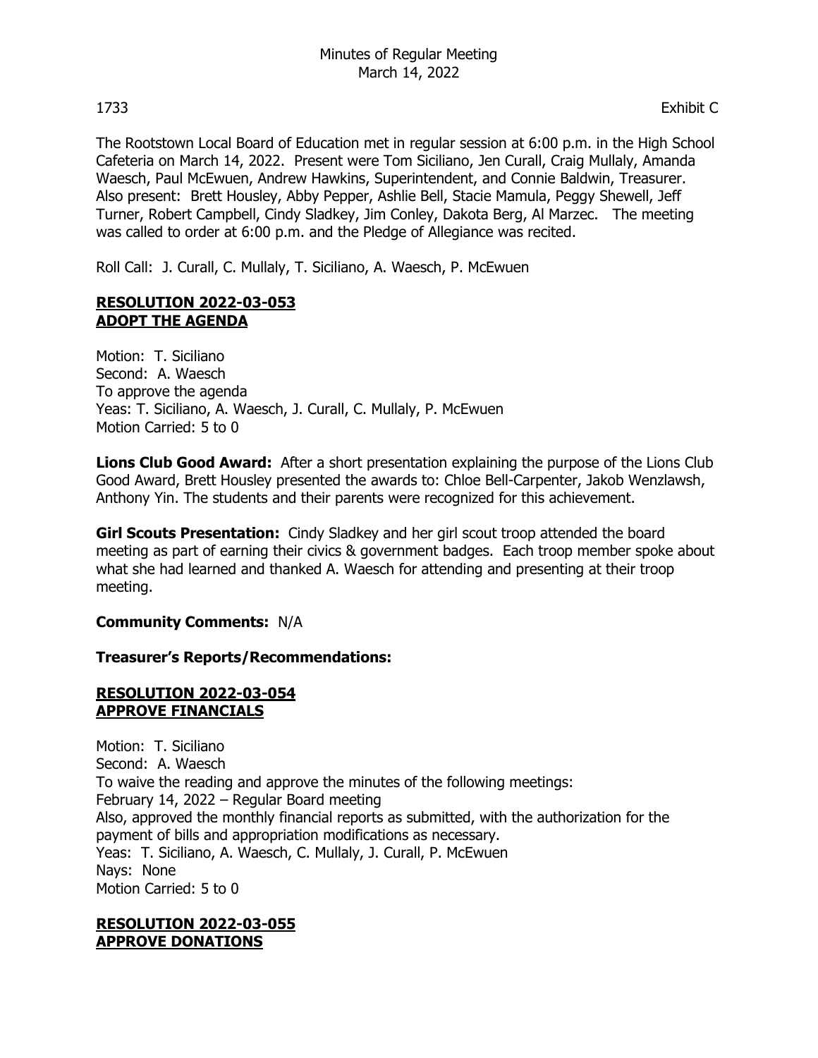# Minutes of Regular Meeting
March 14, 2022

1733 Exhibit C

The Rootstown Local Board of Education met in regular session at 6:00 p.m. in the High School Cafeteria on March 14, 2022. Present were Tom Siciliano, Jen Curall, Craig Mullaly, Amanda Waesch, Paul McEwuen, Andrew Hawkins, Superintendent, and Connie Baldwin, Treasurer. Also present: Brett Housley, Abby Pepper, Ashlie Bell, Stacie Mamula, Peggy Shewell, Jeff Turner, Robert Campbell, Cindy Sladkey, Jim Conley, Dakota Berg, Al Marzec. The meeting was called to order at 6:00 p.m. and the Pledge of Allegiance was recited.

Roll Call: J. Curall, C. Mullaly, T. Siciliano, A. Waesch, P. McEwuen

**RESOLUTION 2022-03-053**
**ADOPT THE AGENDA**

Motion: T. Siciliano
Second: A. Waesch
To approve the agenda
Yeas: T. Siciliano, A. Waesch, J. Curall, C. Mullaly, P. McEwuen
Motion Carried: 5 to 0

**Lions Club Good Award:** After a short presentation explaining the purpose of the Lions Club Good Award, Brett Housley presented the awards to: Chloe Bell-Carpenter, Jakob Wenzlawsh, Anthony Yin. The students and their parents were recognized for this achievement.

**Girl Scouts Presentation:** Cindy Sladkey and her girl scout troop attended the board meeting as part of earning their civics & government badges. Each troop member spoke about what she had learned and thanked A. Waesch for attending and presenting at their troop meeting.

**Community Comments:** N/A

**Treasurer's Reports/Recommendations:**

**RESOLUTION 2022-03-054**
**APPROVE FINANCIALS**

Motion: T. Siciliano
Second: A. Waesch
To waive the reading and approve the minutes of the following meetings:
February 14, 2022 – Regular Board meeting
Also, approved the monthly financial reports as submitted, with the authorization for the payment of bills and appropriation modifications as necessary.
Yeas: T. Siciliano, A. Waesch, C. Mullaly, J. Curall, P. McEwuen
Nays: None
Motion Carried: 5 to 0

**RESOLUTION 2022-03-055**
**APPROVE DONATIONS**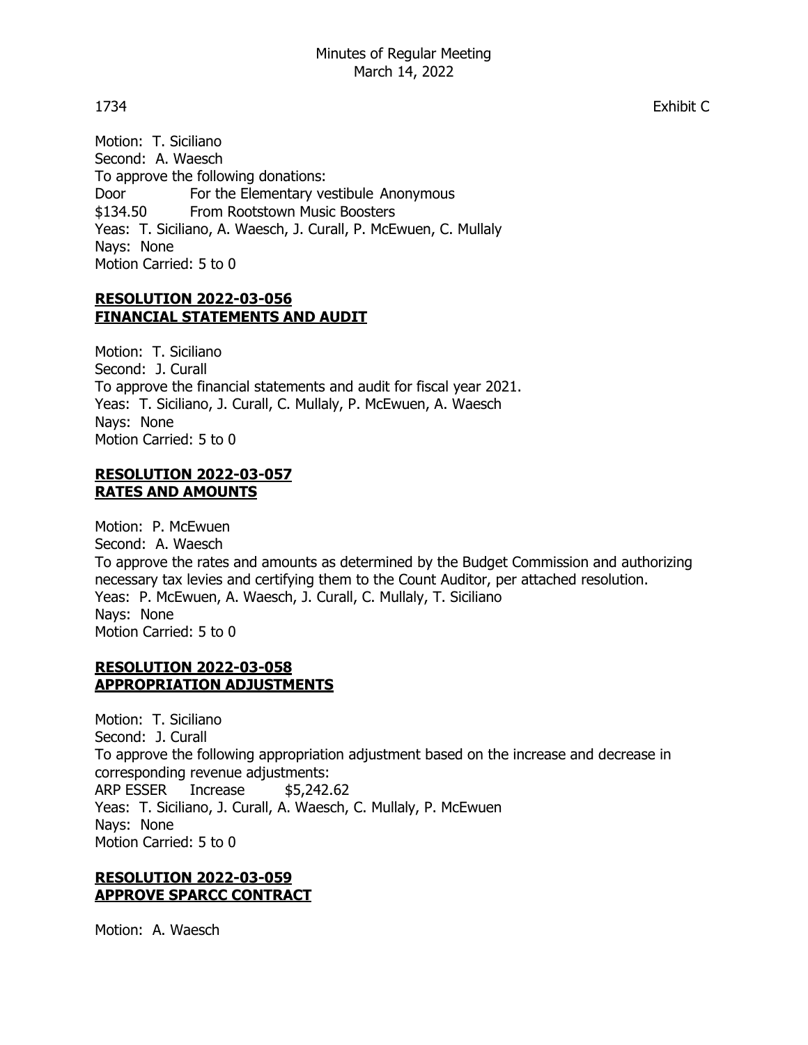Exhibit C

Motion: T. Siciliano
Second: A. Waesch
To approve the following donations:

| | | |
|---|---|---|
| Door | For the Elementary vestibule | Anonymous |
| $134.50 | From Rootstown Music Boosters | |

Yeas: T. Siciliano, A. Waesch, J. Curall, P. McEwuen, C. Mullaly
Nays: None
Motion Carried: 5 to 0

## **RESOLUTION 2022-03-056**
## **FINANCIAL STATEMENTS AND AUDIT**

Motion: T. Siciliano
Second: J. Curall
To approve the financial statements and audit for fiscal year 2021.
Yeas: T. Siciliano, J. Curall, C. Mullaly, P. McEwuen, A. Waesch
Nays: None
Motion Carried: 5 to 0

## **RESOLUTION 2022-03-057**
## **RATES AND AMOUNTS**

Motion: P. McEwuen
Second: A. Waesch
To approve the rates and amounts as determined by the Budget Commission and authorizing necessary tax levies and certifying them to the Count Auditor, per attached resolution.
Yeas: P. McEwuen, A. Waesch, J. Curall, C. Mullaly, T. Siciliano
Nays: None
Motion Carried: 5 to 0

## **RESOLUTION 2022-03-058**
## **APPROPRIATION ADJUSTMENTS**

Motion: T. Siciliano
Second: J. Curall
To approve the following appropriation adjustment based on the increase and decrease in corresponding revenue adjustments:

| | | |
|---|---|---|
| ARP ESSER | Increase | $5,242.62 |

Yeas: T. Siciliano, J. Curall, A. Waesch, C. Mullaly, P. McEwuen
Nays: None
Motion Carried: 5 to 0

## **RESOLUTION 2022-03-059**
## **APPROVE SPARCC CONTRACT**

Motion: A. Waesch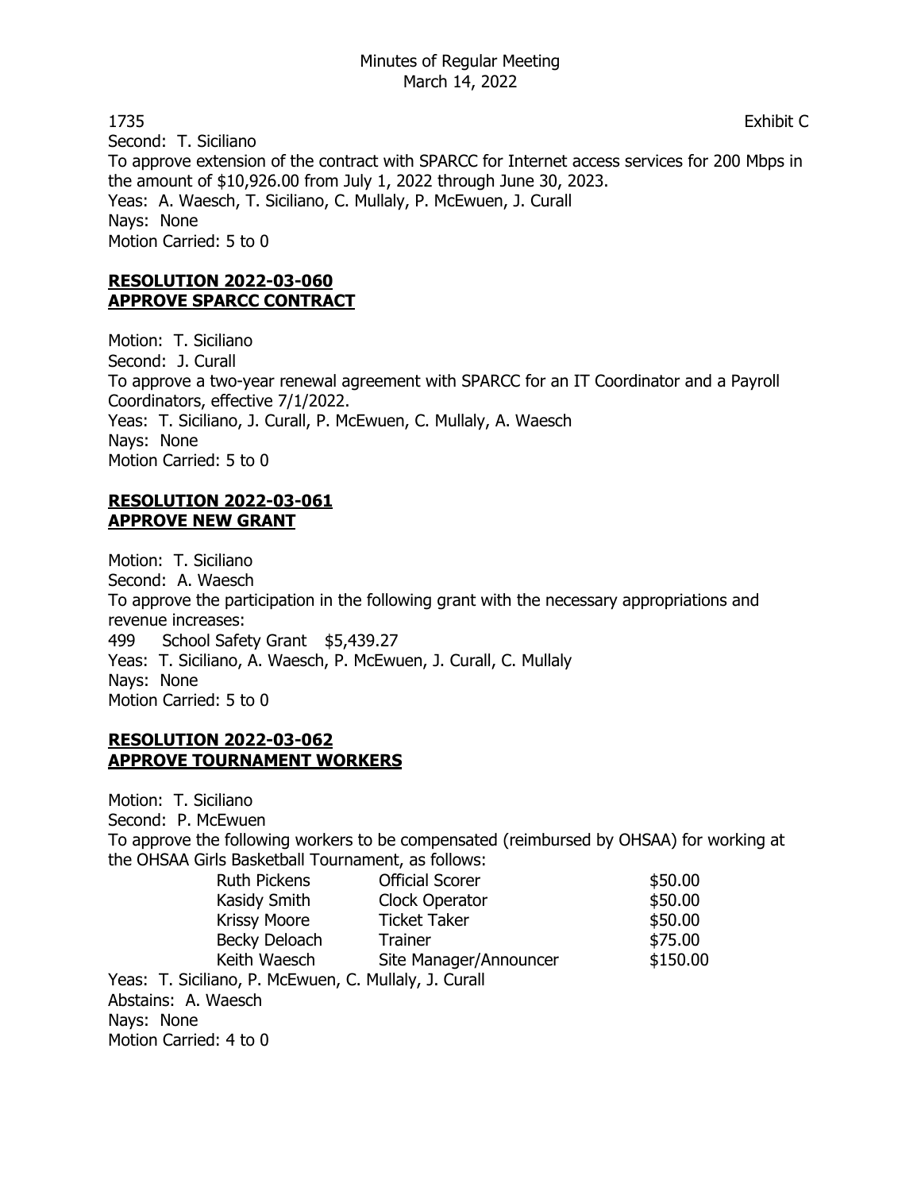1735 Exhibit C

Second: T. Siciliano
To approve extension of the contract with SPARCC for Internet access services for 200 Mbps in the amount of $10,926.00 from July 1, 2022 through June 30, 2023.
Yeas: A. Waesch, T. Siciliano, C. Mullaly, P. McEwuen, J. Curall
Nays: None
Motion Carried: 5 to 0

**RESOLUTION 2022-03-060**
**APPROVE SPARCC CONTRACT**

Motion: T. Siciliano
Second: J. Curall
To approve a two-year renewal agreement with SPARCC for an IT Coordinator and a Payroll Coordinators, effective 7/1/2022.
Yeas: T. Siciliano, J. Curall, P. McEwuen, C. Mullaly, A. Waesch
Nays: None
Motion Carried: 5 to 0

**RESOLUTION 2022-03-061**
**APPROVE NEW GRANT**

Motion: T. Siciliano
Second: A. Waesch
To approve the participation in the following grant with the necessary appropriations and revenue increases:
499 School Safety Grant $5,439.27
Yeas: T. Siciliano, A. Waesch, P. McEwuen, J. Curall, C. Mullaly
Nays: None
Motion Carried: 5 to 0

**RESOLUTION 2022-03-062**
**APPROVE TOURNAMENT WORKERS**

Motion: T. Siciliano
Second: P. McEwuen
To approve the following workers to be compensated (reimbursed by OHSAA) for working at the OHSAA Girls Basketball Tournament, as follows:

| | | |
|---|---|---|
| Ruth Pickens | Official Scorer | $50.00 |
| Kasidy Smith | Clock Operator | $50.00 |
| Krissy Moore | Ticket Taker | $50.00 |
| Becky Deloach | Trainer | $75.00 |
| Keith Waesch | Site Manager/Announcer | $150.00 |

Yeas: T. Siciliano, P. McEwuen, C. Mullaly, J. Curall
Abstains: A. Waesch
Nays: None
Motion Carried: 4 to 0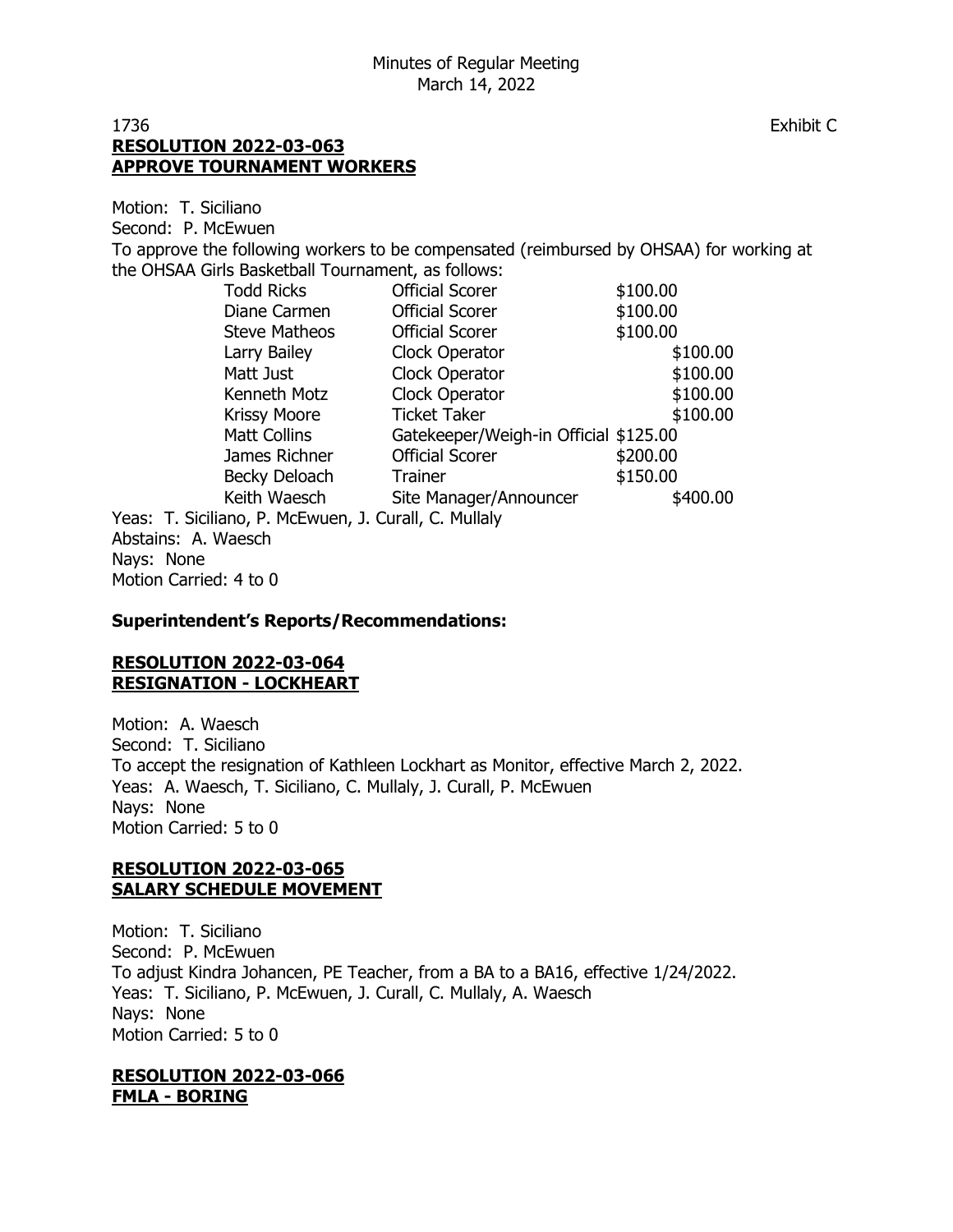1736 Exhibit C

**RESOLUTION 2022-03-063**
**APPROVE TOURNAMENT WORKERS**

Motion: T. Siciliano
Second: P. McEwuen
To approve the following workers to be compensated (reimbursed by OHSAA) for working at the OHSAA Girls Basketball Tournament, as follows:

| Name | Position | Amount |
|---|---|---|
| Todd Ricks | Official Scorer | $100.00 |
| Diane Carmen | Official Scorer | $100.00 |
| Steve Matheos | Official Scorer | $100.00 |
| Larry Bailey | Clock Operator | $100.00 |
| Matt Just | Clock Operator | $100.00 |
| Kenneth Motz | Clock Operator | $100.00 |
| Krissy Moore | Ticket Taker | $100.00 |
| Matt Collins | Gatekeeper/Weigh-in Official | $125.00 |
| James Richner | Official Scorer | $200.00 |
| Becky Deloach | Trainer | $150.00 |
| Keith Waesch | Site Manager/Announcer | $400.00 |

Yeas: T. Siciliano, P. McEwuen, J. Curall, C. Mullaly
Abstains: A. Waesch
Nays: None
Motion Carried: 4 to 0

**Superintendent's Reports/Recommendations:**

**RESOLUTION 2022-03-064**
**RESIGNATION - LOCKHEART**

Motion: A. Waesch
Second: T. Siciliano
To accept the resignation of Kathleen Lockhart as Monitor, effective March 2, 2022.
Yeas: A. Waesch, T. Siciliano, C. Mullaly, J. Curall, P. McEwuen
Nays: None
Motion Carried: 5 to 0

**RESOLUTION 2022-03-065**
**SALARY SCHEDULE MOVEMENT**

Motion: T. Siciliano
Second: P. McEwuen
To adjust Kindra Johancen, PE Teacher, from a BA to a BA16, effective 1/24/2022.
Yeas: T. Siciliano, P. McEwuen, J. Curall, C. Mullaly, A. Waesch
Nays: None
Motion Carried: 5 to 0

**RESOLUTION 2022-03-066**
**FMLA - BORING**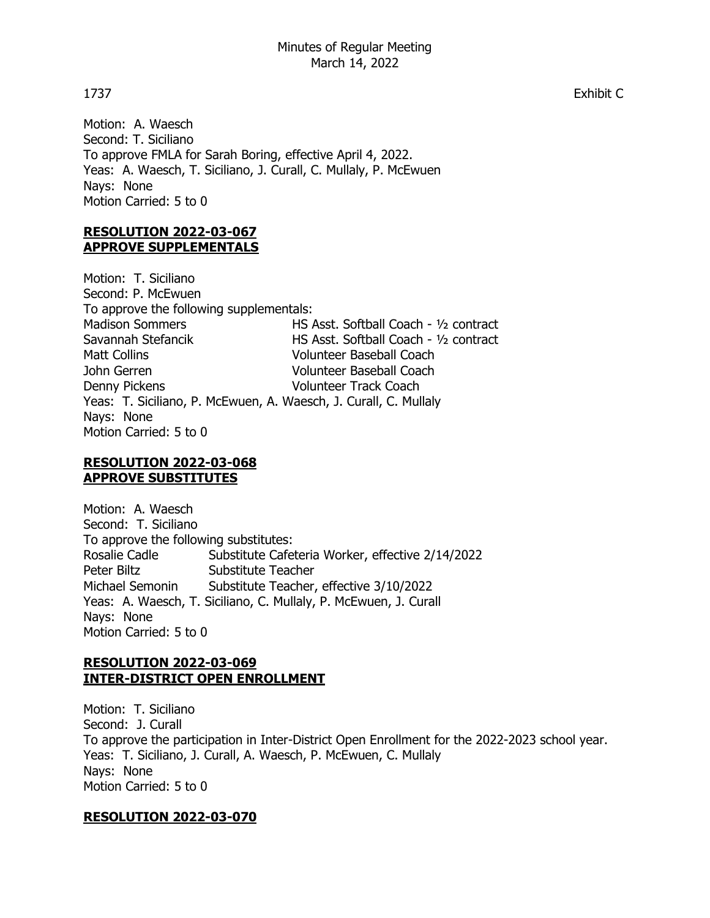1737 Exhibit C

Motion: A. Waesch
Second: T. Siciliano
To approve FMLA for Sarah Boring, effective April 4, 2022.
Yeas: A. Waesch, T. Siciliano, J. Curall, C. Mullaly, P. McEwuen
Nays: None
Motion Carried: 5 to 0

**RESOLUTION 2022-03-067**
**APPROVE SUPPLEMENTALS**

Motion: T. Siciliano
Second: P. McEwuen
To approve the following supplementals:

| | |
|---|---|
| Madison Sommers | HS Asst. Softball Coach - ½ contract |
| Savannah Stefancik | HS Asst. Softball Coach - ½ contract |
| Matt Collins | Volunteer Baseball Coach |
| John Gerren | Volunteer Baseball Coach |
| Denny Pickens | Volunteer Track Coach |

Yeas: T. Siciliano, P. McEwuen, A. Waesch, J. Curall, C. Mullaly
Nays: None
Motion Carried: 5 to 0

**RESOLUTION 2022-03-068**
**APPROVE SUBSTITUTES**

Motion: A. Waesch
Second: T. Siciliano
To approve the following substitutes:

| | |
|---|---|
| Rosalie Cadle | Substitute Cafeteria Worker, effective 2/14/2022 |
| Peter Biltz | Substitute Teacher |
| Michael Semonin | Substitute Teacher, effective 3/10/2022 |

Yeas: A. Waesch, T. Siciliano, C. Mullaly, P. McEwuen, J. Curall
Nays: None
Motion Carried: 5 to 0

**RESOLUTION 2022-03-069**
**INTER-DISTRICT OPEN ENROLLMENT**

Motion: T. Siciliano
Second: J. Curall
To approve the participation in Inter-District Open Enrollment for the 2022-2023 school year.
Yeas: T. Siciliano, J. Curall, A. Waesch, P. McEwuen, C. Mullaly
Nays: None
Motion Carried: 5 to 0

**RESOLUTION 2022-03-070**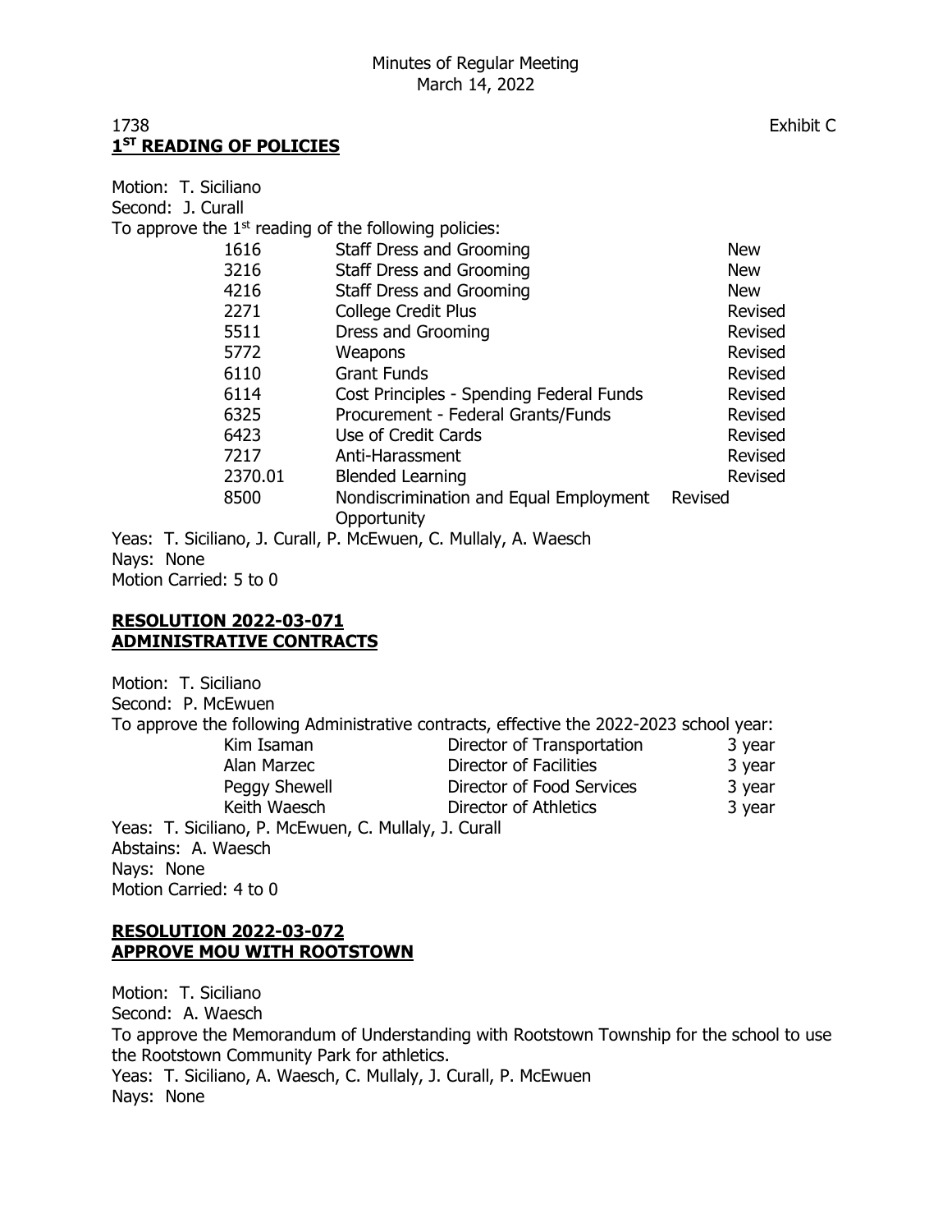1738 Exhibit C

## 1ST READING OF POLICIES

Motion: T. Siciliano
Second: J. Curall
To approve the 1st reading of the following policies:

| | | |
|---|---|---|
| 1616 | Staff Dress and Grooming | New |
| 3216 | Staff Dress and Grooming | New |
| 4216 | Staff Dress and Grooming | New |
| 2271 | College Credit Plus | Revised |
| 5511 | Dress and Grooming | Revised |
| 5772 | Weapons | Revised |
| 6110 | Grant Funds | Revised |
| 6114 | Cost Principles - Spending Federal Funds | Revised |
| 6325 | Procurement - Federal Grants/Funds | Revised |
| 6423 | Use of Credit Cards | Revised |
| 7217 | Anti-Harassment | Revised |
| 2370.01 | Blended Learning | Revised |
| 8500 | Nondiscrimination and Equal Employment Opportunity | Revised |

Yeas: T. Siciliano, J. Curall, P. McEwuen, C. Mullaly, A. Waesch
Nays: None
Motion Carried: 5 to 0

## RESOLUTION 2022-03-071
## ADMINISTRATIVE CONTRACTS

Motion: T. Siciliano
Second: P. McEwuen
To approve the following Administrative contracts, effective the 2022-2023 school year:

| | | |
|---|---|---|
| Kim Isaman | Director of Transportation | 3 year |
| Alan Marzec | Director of Facilities | 3 year |
| Peggy Shewell | Director of Food Services | 3 year |
| Keith Waesch | Director of Athletics | 3 year |

Yeas: T. Siciliano, P. McEwuen, C. Mullaly, J. Curall
Abstains: A. Waesch
Nays: None
Motion Carried: 4 to 0

## RESOLUTION 2022-03-072
## APPROVE MOU WITH ROOTSTOWN

Motion: T. Siciliano
Second: A. Waesch
To approve the Memorandum of Understanding with Rootstown Township for the school to use the Rootstown Community Park for athletics.
Yeas: T. Siciliano, A. Waesch, C. Mullaly, J. Curall, P. McEwuen
Nays: None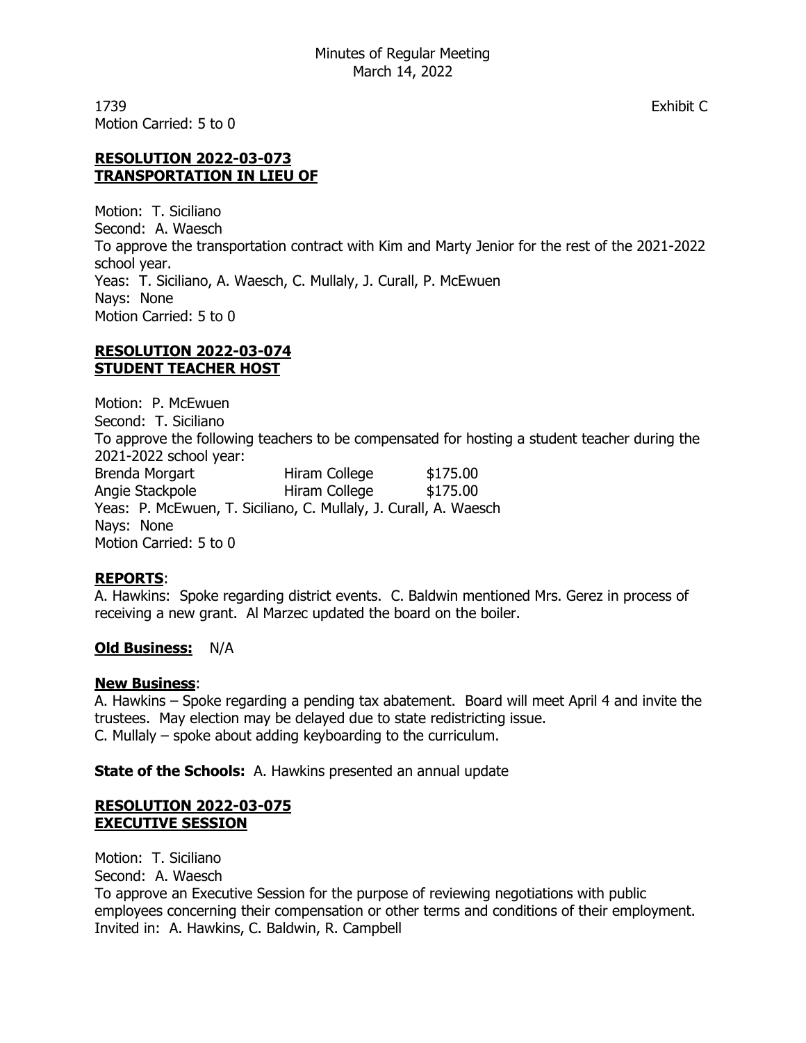1739 Exhibit C

Motion Carried: 5 to 0

**RESOLUTION 2022-03-073**
**TRANSPORTATION IN LIEU OF**

Motion: T. Siciliano
Second: A. Waesch
To approve the transportation contract with Kim and Marty Jenior for the rest of the 2021-2022 school year.
Yeas: T. Siciliano, A. Waesch, C. Mullaly, J. Curall, P. McEwuen
Nays: None
Motion Carried: 5 to 0

**RESOLUTION 2022-03-074**
**STUDENT TEACHER HOST**

Motion: P. McEwuen
Second: T. Siciliano
To approve the following teachers to be compensated for hosting a student teacher during the 2021-2022 school year:

| | | |
|---|---|---|
| Brenda Morgart | Hiram College | $175.00 |
| Angie Stackpole | Hiram College | $175.00 |

Yeas: P. McEwuen, T. Siciliano, C. Mullaly, J. Curall, A. Waesch
Nays: None
Motion Carried: 5 to 0

**REPORTS**:
A. Hawkins: Spoke regarding district events. C. Baldwin mentioned Mrs. Gerez in process of receiving a new grant. Al Marzec updated the board on the boiler.

**Old Business:** N/A

**New Business**:
A. Hawkins – Spoke regarding a pending tax abatement. Board will meet April 4 and invite the trustees. May election may be delayed due to state redistricting issue.
C. Mullaly – spoke about adding keyboarding to the curriculum.

**State of the Schools:** A. Hawkins presented an annual update

**RESOLUTION 2022-03-075**
**EXECUTIVE SESSION**

Motion: T. Siciliano
Second: A. Waesch
To approve an Executive Session for the purpose of reviewing negotiations with public employees concerning their compensation or other terms and conditions of their employment.
Invited in: A. Hawkins, C. Baldwin, R. Campbell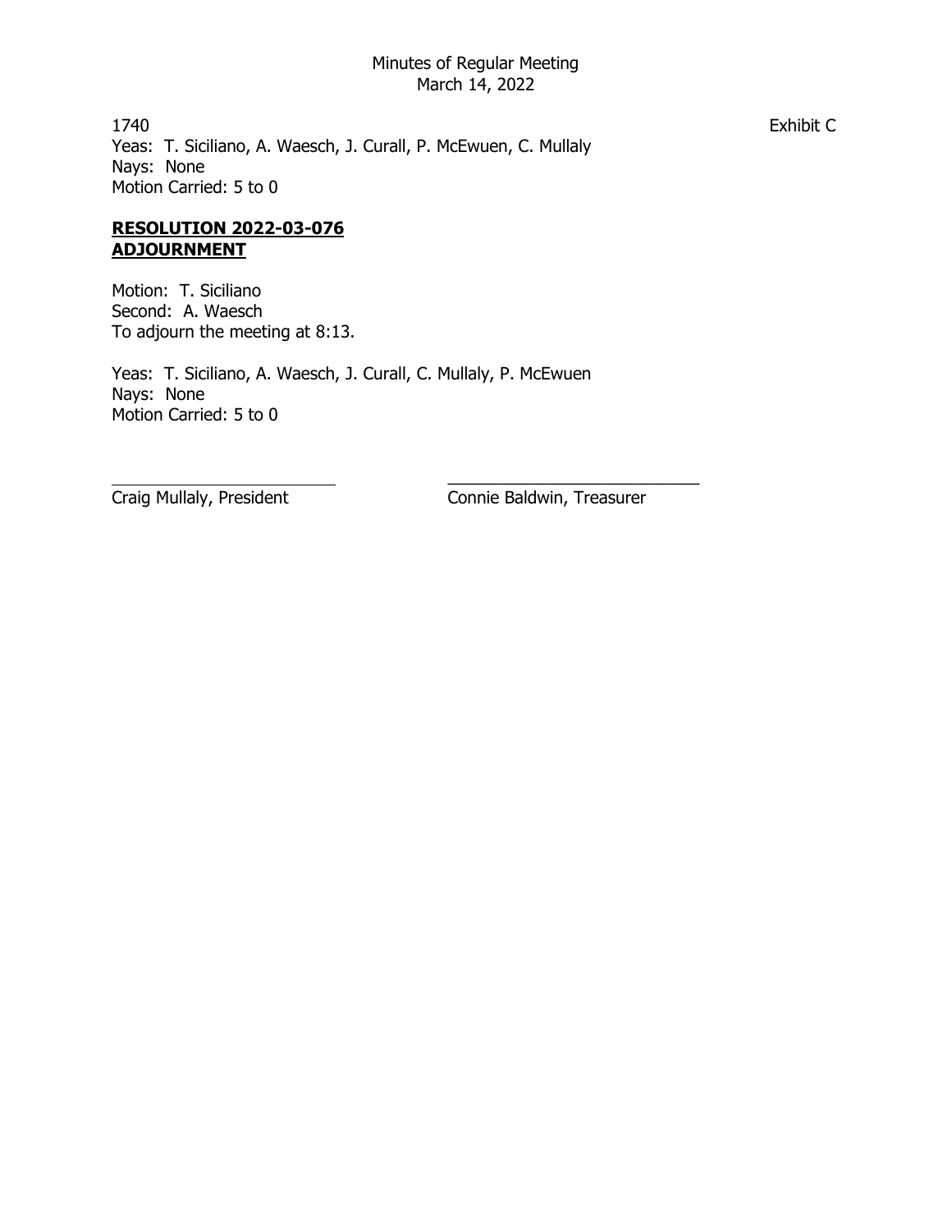1740 Exhibit C

Yeas: T. Siciliano, A. Waesch, J. Curall, P. McEwuen, C. Mullaly
Nays: None
Motion Carried: 5 to 0

**RESOLUTION 2022-03-076**
**ADJOURNMENT**

Motion: T. Siciliano
Second: A. Waesch
To adjourn the meeting at 8:13.

Yeas: T. Siciliano, A. Waesch, J. Curall, C. Mullaly, P. McEwuen
Nays: None
Motion Carried: 5 to 0

Craig Mullaly, President

Connie Baldwin, Treasurer